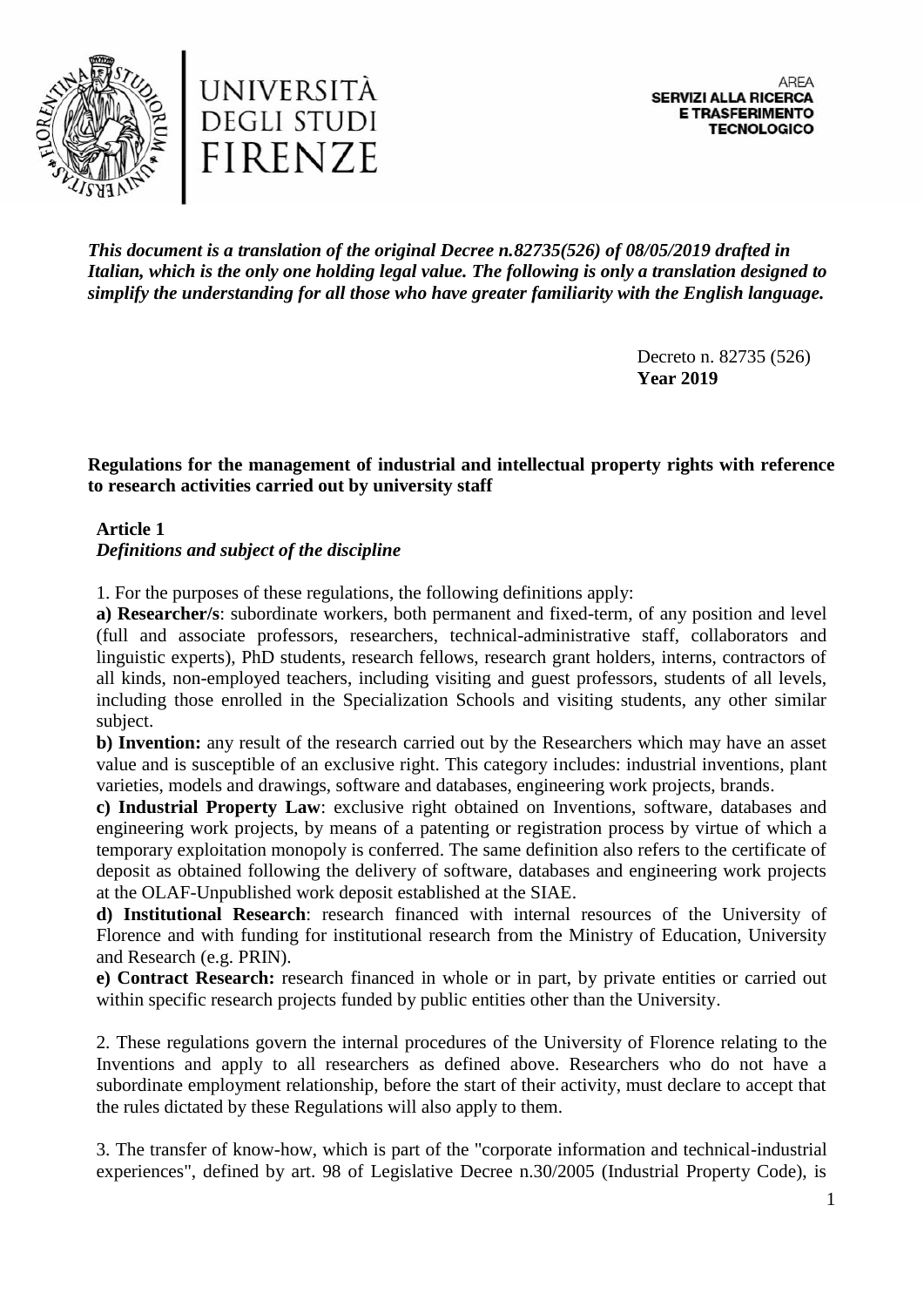UNIVERSITÀ DEGLI STUDI FIRENZE

AREA
**SERVIZI ALLA RICERCA E TRASFERIMENTO TECNOLOGICO**

***This document is a translation of the original Decree n.82735(526) of 08/05/2019 drafted in Italian, which is the only one holding legal value. The following is only a translation designed to simplify the understanding for all those who have greater familiarity with the English language.***

Decreto n. 82735 (526)
**Year 2019**

**Regulations for the management of industrial and intellectual property rights with reference to research activities carried out by university staff**

**Article 1**
***Definitions and subject of the discipline***

1. For the purposes of these regulations, the following definitions apply:

**a) Researcher/s**: subordinate workers, both permanent and fixed-term, of any position and level (full and associate professors, researchers, technical-administrative staff, collaborators and linguistic experts), PhD students, research fellows, research grant holders, interns, contractors of all kinds, non-employed teachers, including visiting and guest professors, students of all levels, including those enrolled in the Specialization Schools and visiting students, any other similar subject.

**b) Invention:** any result of the research carried out by the Researchers which may have an asset value and is susceptible of an exclusive right. This category includes: industrial inventions, plant varieties, models and drawings, software and databases, engineering work projects, brands.

**c) Industrial Property Law**: exclusive right obtained on Inventions, software, databases and engineering work projects, by means of a patenting or registration process by virtue of which a temporary exploitation monopoly is conferred. The same definition also refers to the certificate of deposit as obtained following the delivery of software, databases and engineering work projects at the OLAF-Unpublished work deposit established at the SIAE.

**d) Institutional Research**: research financed with internal resources of the University of Florence and with funding for institutional research from the Ministry of Education, University and Research (e.g. PRIN).

**e) Contract Research:** research financed in whole or in part, by private entities or carried out within specific research projects funded by public entities other than the University.

2. These regulations govern the internal procedures of the University of Florence relating to the Inventions and apply to all researchers as defined above. Researchers who do not have a subordinate employment relationship, before the start of their activity, must declare to accept that the rules dictated by these Regulations will also apply to them.

3. The transfer of know-how, which is part of the "corporate information and technical-industrial experiences", defined by art. 98 of Legislative Decree n.30/2005 (Industrial Property Code), is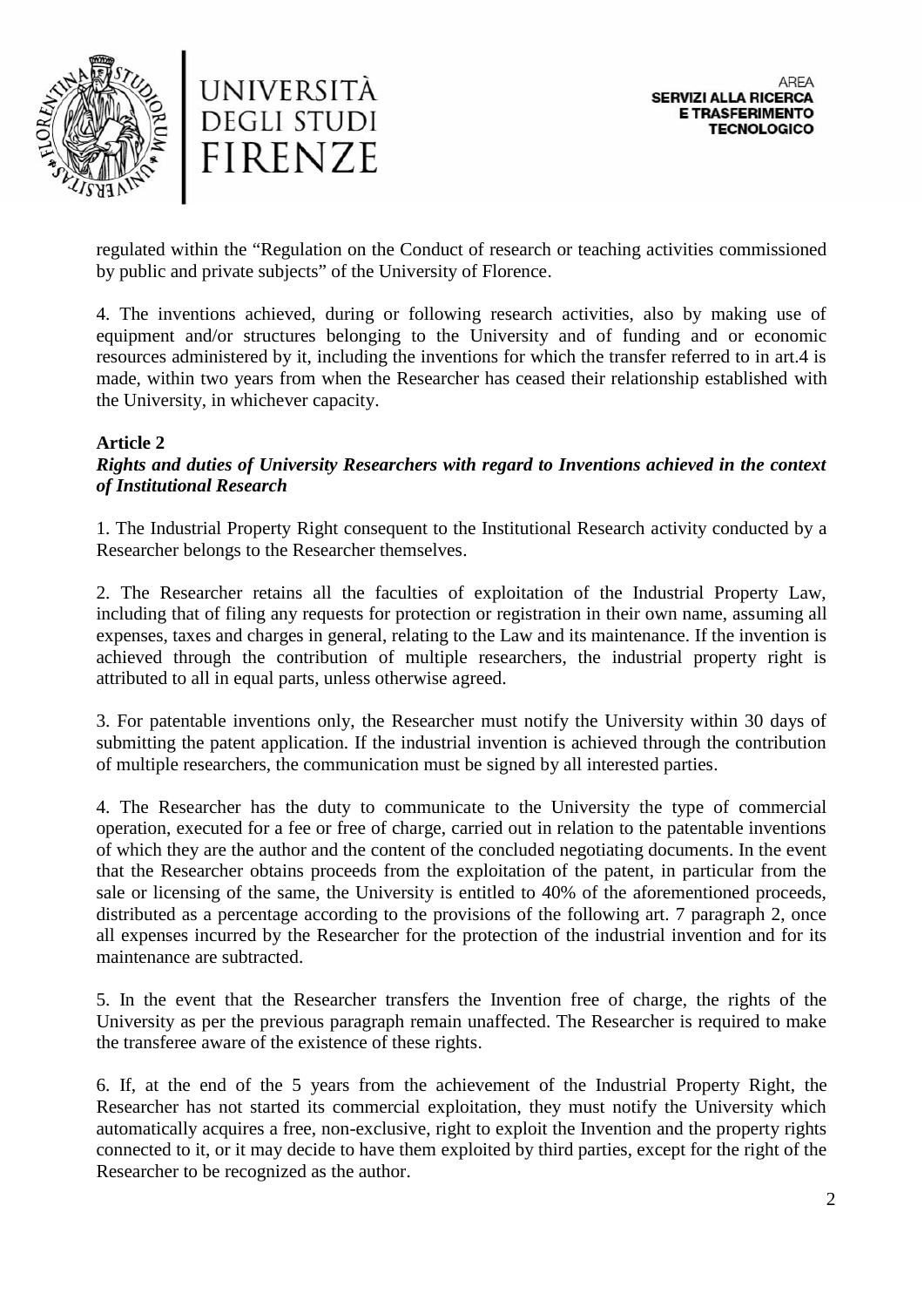regulated within the "Regulation on the Conduct of research or teaching activities commissioned by public and private subjects" of the University of Florence.

4. The inventions achieved, during or following research activities, also by making use of equipment and/or structures belonging to the University and of funding and or economic resources administered by it, including the inventions for which the transfer referred to in art.4 is made, within two years from when the Researcher has ceased their relationship established with the University, in whichever capacity.

**Article 2**
***Rights and duties of University Researchers with regard to Inventions achieved in the context of Institutional Research***

1. The Industrial Property Right consequent to the Institutional Research activity conducted by a Researcher belongs to the Researcher themselves.

2. The Researcher retains all the faculties of exploitation of the Industrial Property Law, including that of filing any requests for protection or registration in their own name, assuming all expenses, taxes and charges in general, relating to the Law and its maintenance. If the invention is achieved through the contribution of multiple researchers, the industrial property right is attributed to all in equal parts, unless otherwise agreed.

3. For patentable inventions only, the Researcher must notify the University within 30 days of submitting the patent application. If the industrial invention is achieved through the contribution of multiple researchers, the communication must be signed by all interested parties.

4. The Researcher has the duty to communicate to the University the type of commercial operation, executed for a fee or free of charge, carried out in relation to the patentable inventions of which they are the author and the content of the concluded negotiating documents. In the event that the Researcher obtains proceeds from the exploitation of the patent, in particular from the sale or licensing of the same, the University is entitled to 40% of the aforementioned proceeds, distributed as a percentage according to the provisions of the following art. 7 paragraph 2, once all expenses incurred by the Researcher for the protection of the industrial invention and for its maintenance are subtracted.

5. In the event that the Researcher transfers the Invention free of charge, the rights of the University as per the previous paragraph remain unaffected. The Researcher is required to make the transferee aware of the existence of these rights.

6. If, at the end of the 5 years from the achievement of the Industrial Property Right, the Researcher has not started its commercial exploitation, they must notify the University which automatically acquires a free, non-exclusive, right to exploit the Invention and the property rights connected to it, or it may decide to have them exploited by third parties, except for the right of the Researcher to be recognized as the author.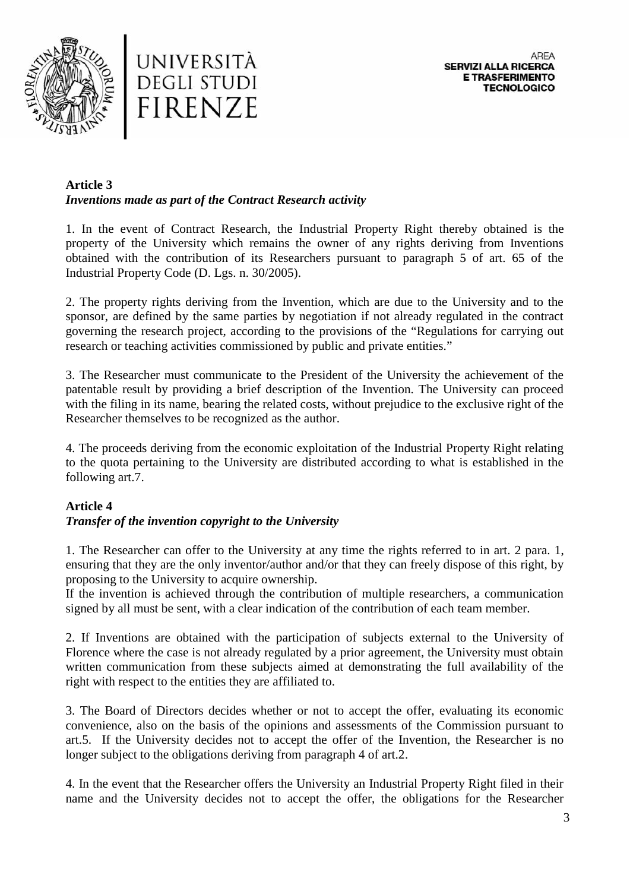**Article 3**
***Inventions made as part of the Contract Research activity***

1. In the event of Contract Research, the Industrial Property Right thereby obtained is the property of the University which remains the owner of any rights deriving from Inventions obtained with the contribution of its Researchers pursuant to paragraph 5 of art. 65 of the Industrial Property Code (D. Lgs. n. 30/2005).

2. The property rights deriving from the Invention, which are due to the University and to the sponsor, are defined by the same parties by negotiation if not already regulated in the contract governing the research project, according to the provisions of the "Regulations for carrying out research or teaching activities commissioned by public and private entities."

3. The Researcher must communicate to the President of the University the achievement of the patentable result by providing a brief description of the Invention. The University can proceed with the filing in its name, bearing the related costs, without prejudice to the exclusive right of the Researcher themselves to be recognized as the author.

4. The proceeds deriving from the economic exploitation of the Industrial Property Right relating to the quota pertaining to the University are distributed according to what is established in the following art.7.

**Article 4**
***Transfer of the invention copyright to the University***

1. The Researcher can offer to the University at any time the rights referred to in art. 2 para. 1, ensuring that they are the only inventor/author and/or that they can freely dispose of this right, by proposing to the University to acquire ownership.
If the invention is achieved through the contribution of multiple researchers, a communication signed by all must be sent, with a clear indication of the contribution of each team member.

2. If Inventions are obtained with the participation of subjects external to the University of Florence where the case is not already regulated by a prior agreement, the University must obtain written communication from these subjects aimed at demonstrating the full availability of the right with respect to the entities they are affiliated to.

3. The Board of Directors decides whether or not to accept the offer, evaluating its economic convenience, also on the basis of the opinions and assessments of the Commission pursuant to art.5. If the University decides not to accept the offer of the Invention, the Researcher is no longer subject to the obligations deriving from paragraph 4 of art.2.

4. In the event that the Researcher offers the University an Industrial Property Right filed in their name and the University decides not to accept the offer, the obligations for the Researcher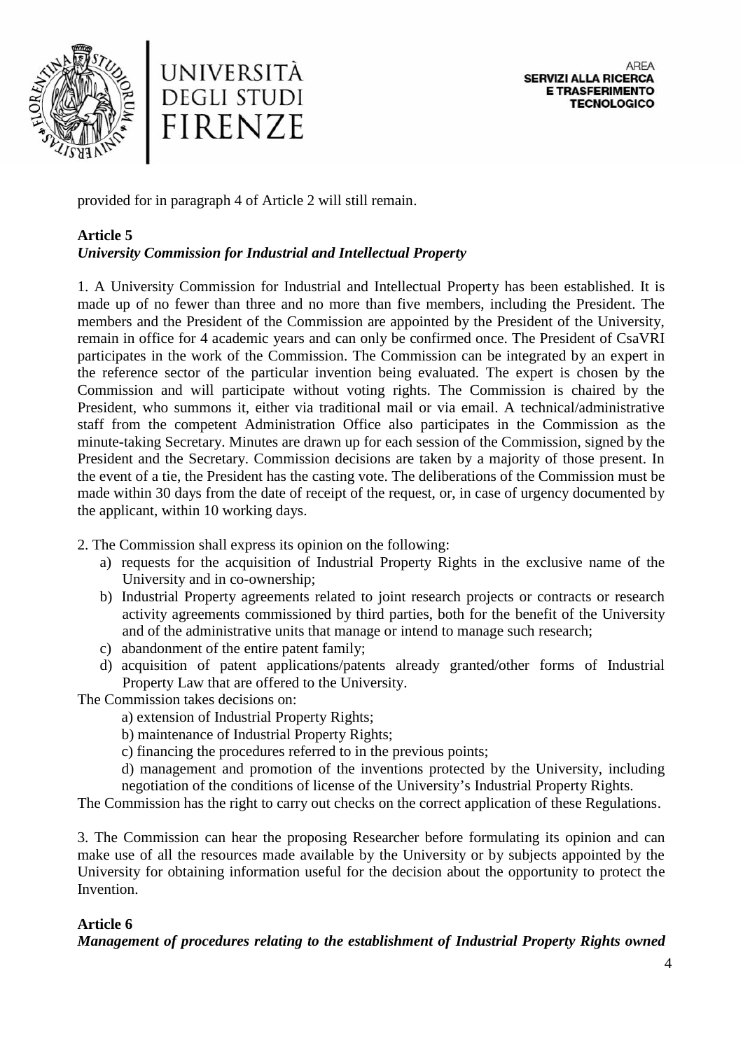provided for in paragraph 4 of Article 2 will still remain.

**Article 5**
***University Commission for Industrial and Intellectual Property***

1. A University Commission for Industrial and Intellectual Property has been established. It is made up of no fewer than three and no more than five members, including the President. The members and the President of the Commission are appointed by the President of the University, remain in office for 4 academic years and can only be confirmed once. The President of CsaVRI participates in the work of the Commission. The Commission can be integrated by an expert in the reference sector of the particular invention being evaluated. The expert is chosen by the Commission and will participate without voting rights. The Commission is chaired by the President, who summons it, either via traditional mail or via email. A technical/administrative staff from the competent Administration Office also participates in the Commission as the minute-taking Secretary. Minutes are drawn up for each session of the Commission, signed by the President and the Secretary. Commission decisions are taken by a majority of those present. In the event of a tie, the President has the casting vote. The deliberations of the Commission must be made within 30 days from the date of receipt of the request, or, in case of urgency documented by the applicant, within 10 working days.

2. The Commission shall express its opinion on the following:

a) requests for the acquisition of Industrial Property Rights in the exclusive name of the University and in co-ownership;
b) Industrial Property agreements related to joint research projects or contracts or research activity agreements commissioned by third parties, both for the benefit of the University and of the administrative units that manage or intend to manage such research;
c) abandonment of the entire patent family;
d) acquisition of patent applications/patents already granted/other forms of Industrial Property Law that are offered to the University.

The Commission takes decisions on:

a) extension of Industrial Property Rights;
b) maintenance of Industrial Property Rights;
c) financing the procedures referred to in the previous points;
d) management and promotion of the inventions protected by the University, including negotiation of the conditions of license of the University's Industrial Property Rights.

The Commission has the right to carry out checks on the correct application of these Regulations.

3. The Commission can hear the proposing Researcher before formulating its opinion and can make use of all the resources made available by the University or by subjects appointed by the University for obtaining information useful for the decision about the opportunity to protect the Invention.

**Article 6**
***Management of procedures relating to the establishment of Industrial Property Rights owned***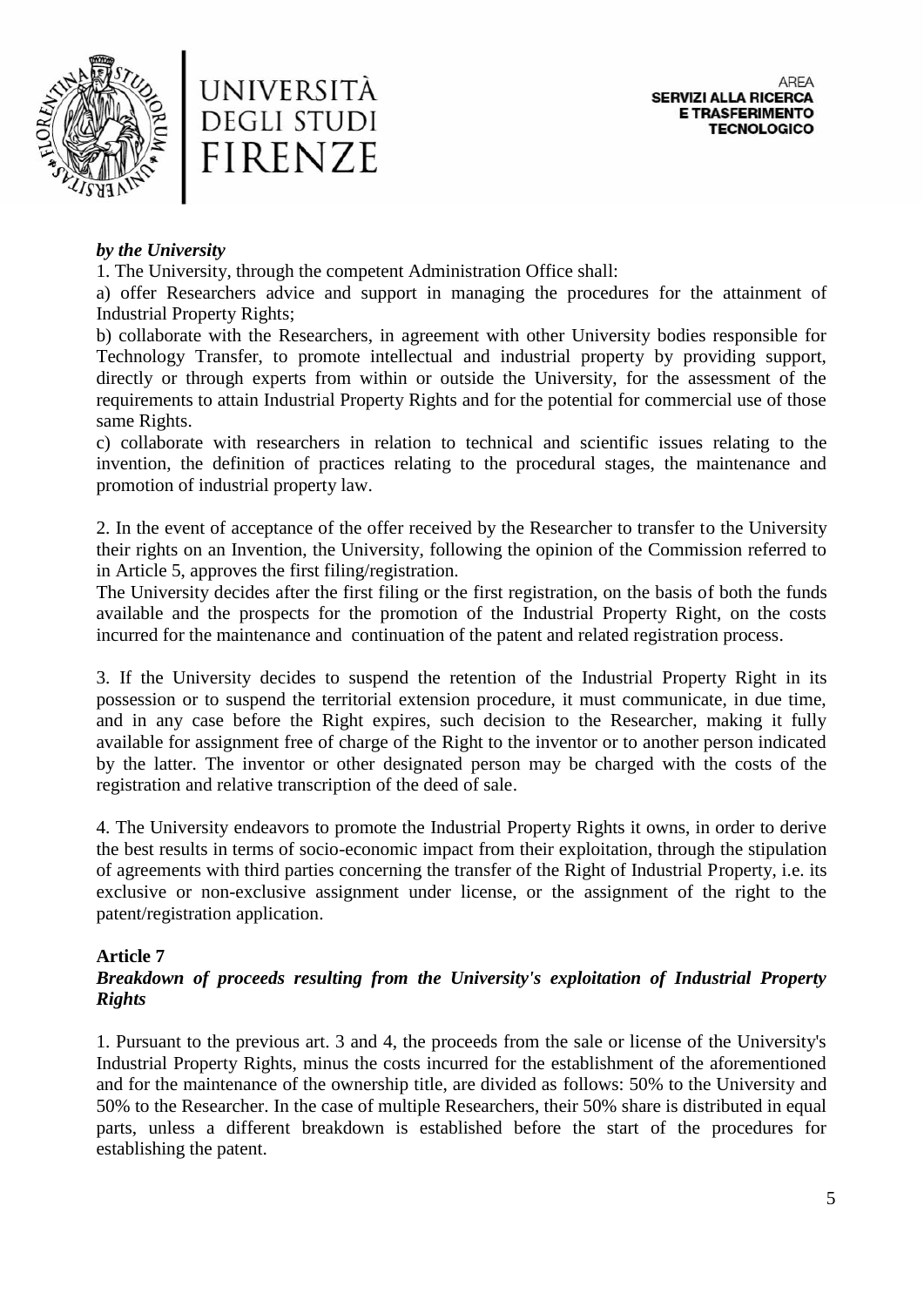*by the University*

1. The University, through the competent Administration Office shall:

a) offer Researchers advice and support in managing the procedures for the attainment of Industrial Property Rights;

b) collaborate with the Researchers, in agreement with other University bodies responsible for Technology Transfer, to promote intellectual and industrial property by providing support, directly or through experts from within or outside the University, for the assessment of the requirements to attain Industrial Property Rights and for the potential for commercial use of those same Rights.

c) collaborate with researchers in relation to technical and scientific issues relating to the invention, the definition of practices relating to the procedural stages, the maintenance and promotion of industrial property law.

2. In the event of acceptance of the offer received by the Researcher to transfer to the University their rights on an Invention, the University, following the opinion of the Commission referred to in Article 5, approves the first filing/registration.

The University decides after the first filing or the first registration, on the basis of both the funds available and the prospects for the promotion of the Industrial Property Right, on the costs incurred for the maintenance and continuation of the patent and related registration process.

3. If the University decides to suspend the retention of the Industrial Property Right in its possession or to suspend the territorial extension procedure, it must communicate, in due time, and in any case before the Right expires, such decision to the Researcher, making it fully available for assignment free of charge of the Right to the inventor or to another person indicated by the latter. The inventor or other designated person may be charged with the costs of the registration and relative transcription of the deed of sale.

4. The University endeavors to promote the Industrial Property Rights it owns, in order to derive the best results in terms of socio-economic impact from their exploitation, through the stipulation of agreements with third parties concerning the transfer of the Right of Industrial Property, i.e. its exclusive or non-exclusive assignment under license, or the assignment of the right to the patent/registration application.

## Article 7

### *Breakdown of proceeds resulting from the University's exploitation of Industrial Property Rights*

1. Pursuant to the previous art. 3 and 4, the proceeds from the sale or license of the University's Industrial Property Rights, minus the costs incurred for the establishment of the aforementioned and for the maintenance of the ownership title, are divided as follows: 50% to the University and 50% to the Researcher. In the case of multiple Researchers, their 50% share is distributed in equal parts, unless a different breakdown is established before the start of the procedures for establishing the patent.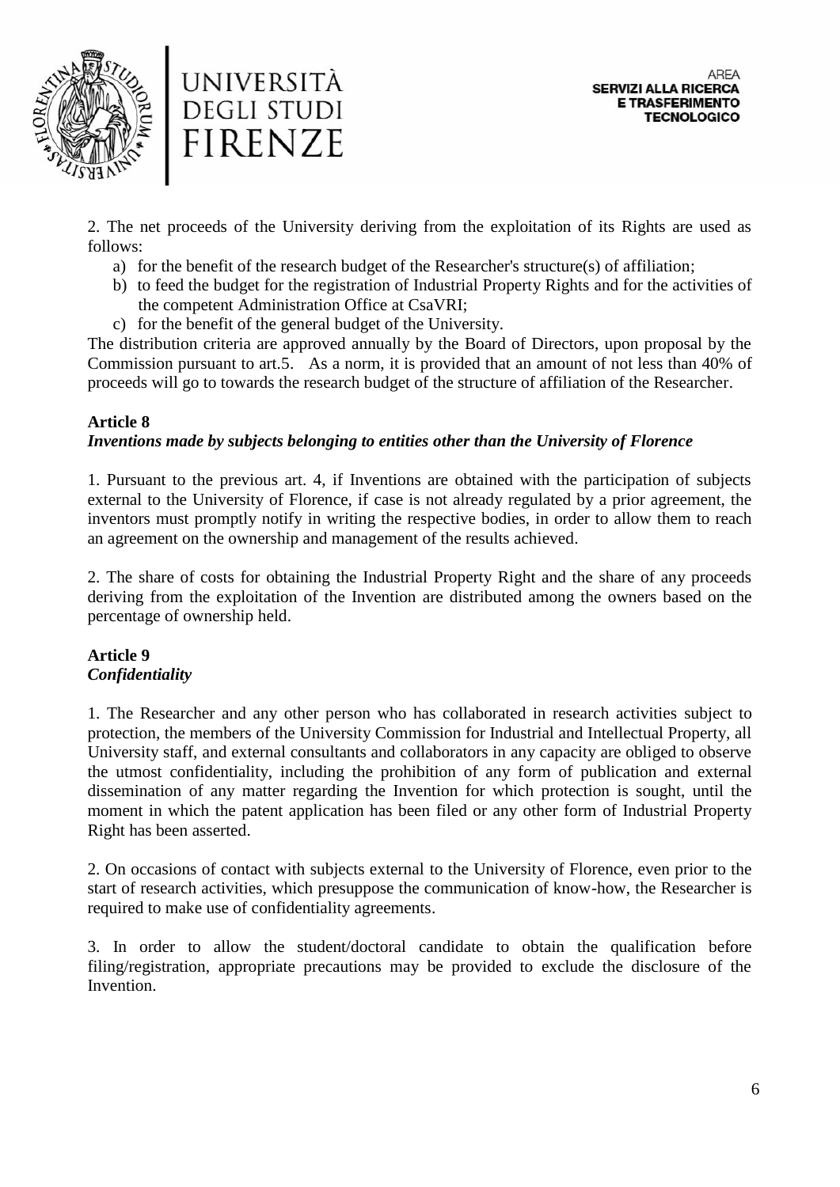2. The net proceeds of the University deriving from the exploitation of its Rights are used as follows:

a) for the benefit of the research budget of the Researcher's structure(s) of affiliation;
b) to feed the budget for the registration of Industrial Property Rights and for the activities of the competent Administration Office at CsaVRI;
c) for the benefit of the general budget of the University.

The distribution criteria are approved annually by the Board of Directors, upon proposal by the Commission pursuant to art.5. As a norm, it is provided that an amount of not less than 40% of proceeds will go to towards the research budget of the structure of affiliation of the Researcher.

**Article 8**
***Inventions made by subjects belonging to entities other than the University of Florence***

1. Pursuant to the previous art. 4, if Inventions are obtained with the participation of subjects external to the University of Florence, if case is not already regulated by a prior agreement, the inventors must promptly notify in writing the respective bodies, in order to allow them to reach an agreement on the ownership and management of the results achieved.

2. The share of costs for obtaining the Industrial Property Right and the share of any proceeds deriving from the exploitation of the Invention are distributed among the owners based on the percentage of ownership held.

**Article 9**
***Confidentiality***

1. The Researcher and any other person who has collaborated in research activities subject to protection, the members of the University Commission for Industrial and Intellectual Property, all University staff, and external consultants and collaborators in any capacity are obliged to observe the utmost confidentiality, including the prohibition of any form of publication and external dissemination of any matter regarding the Invention for which protection is sought, until the moment in which the patent application has been filed or any other form of Industrial Property Right has been asserted.

2. On occasions of contact with subjects external to the University of Florence, even prior to the start of research activities, which presuppose the communication of know-how, the Researcher is required to make use of confidentiality agreements.

3. In order to allow the student/doctoral candidate to obtain the qualification before filing/registration, appropriate precautions may be provided to exclude the disclosure of the Invention.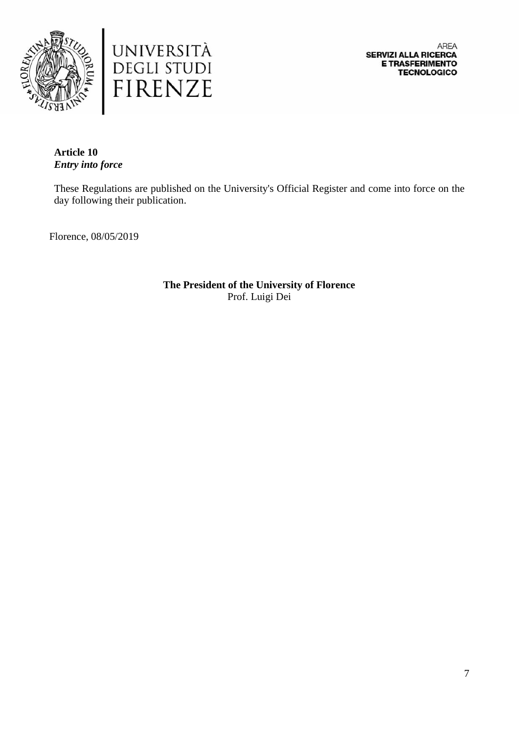**Article 10**
***Entry into force***

These Regulations are published on the University's Official Register and come into force on the day following their publication.

Florence, 08/05/2019

**The President of the University of Florence**
Prof. Luigi Dei